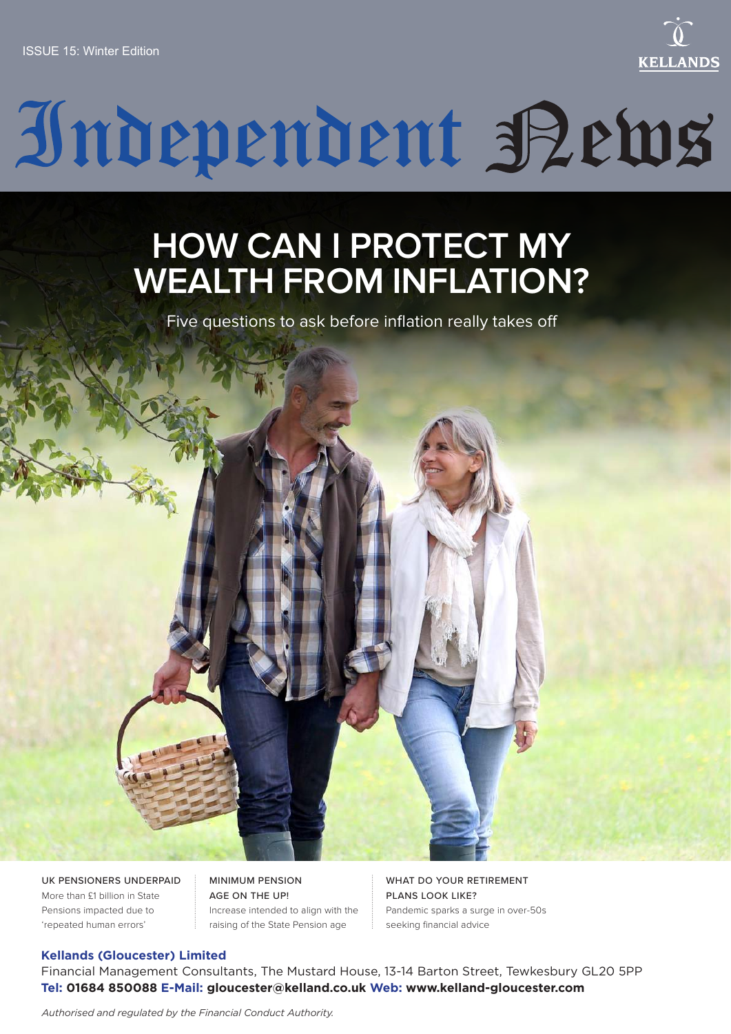ISSUE 15: Winter Edition

KELLANDS

# Independent News

## HOW CAN I PROTECT MY WEALTH FROM INFLATION?

Five questions to ask before inflation really takes off

UK PENSIONERS UNDERPAID
More than £1 billion in State Pensions impacted due to 'repeated human errors'

MINIMUM PENSION AGE ON THE UP!
Increase intended to align with the raising of the State Pension age

WHAT DO YOUR RETIREMENT PLANS LOOK LIKE?
Pandemic sparks a surge in over-50s seeking financial advice

**Kellands (Gloucester) Limited**
Financial Management Consultants, The Mustard House, 13-14 Barton Street, Tewkesbury GL20 5PP
**Tel: 01684 850088 E-Mail: gloucester@kelland.co.uk Web: www.kelland-gloucester.com**

*Authorised and regulated by the Financial Conduct Authority.*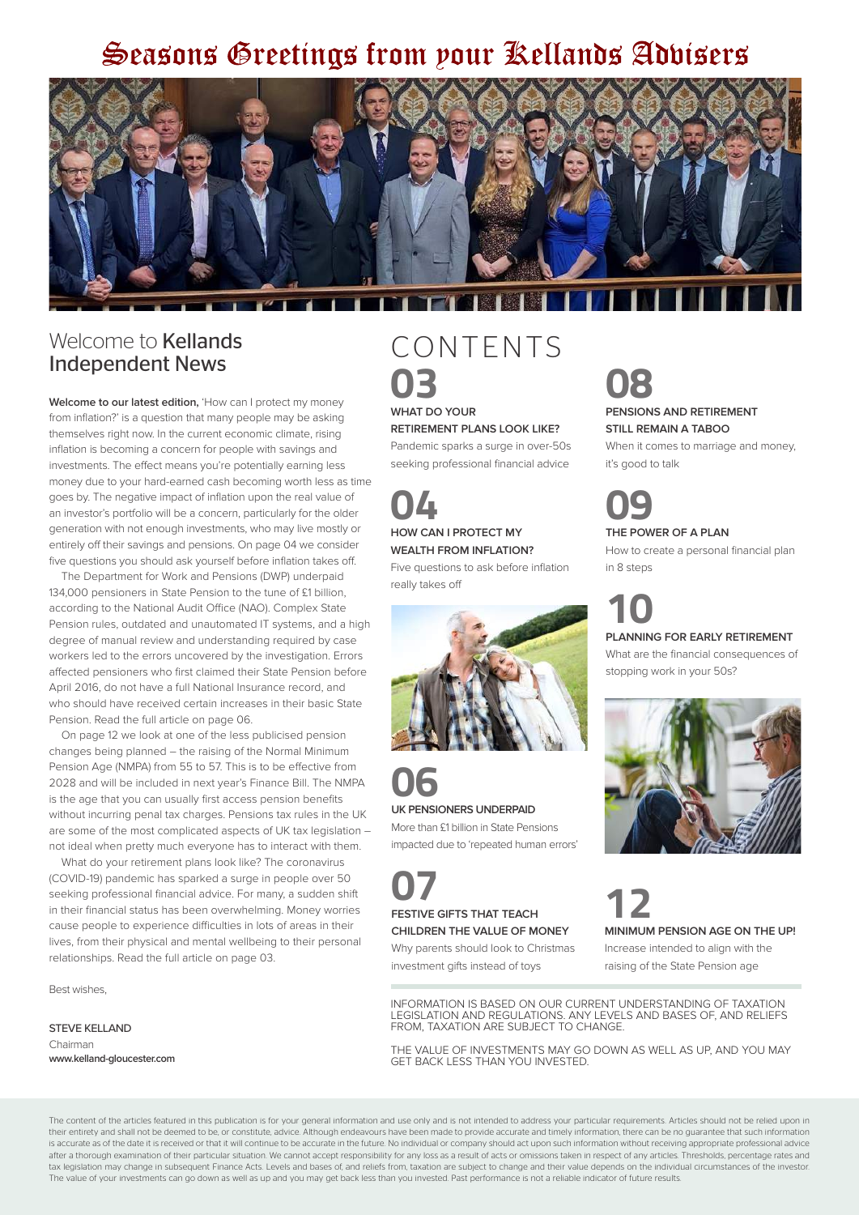# Seasons Greetings from your Kellands Advisers

## Welcome to Kellands Independent News

**Welcome to our latest edition,** 'How can I protect my money from inflation?' is a question that many people may be asking themselves right now. In the current economic climate, rising inflation is becoming a concern for people with savings and investments. The effect means you're potentially earning less money due to your hard-earned cash becoming worth less as time goes by. The negative impact of inflation upon the real value of an investor's portfolio will be a concern, particularly for the older generation with not enough investments, who may live mostly or entirely off their savings and pensions. On page 04 we consider five questions you should ask yourself before inflation takes off.

The Department for Work and Pensions (DWP) underpaid 134,000 pensioners in State Pension to the tune of £1 billion, according to the National Audit Office (NAO). Complex State Pension rules, outdated and unautomated IT systems, and a high degree of manual review and understanding required by case workers led to the errors uncovered by the investigation. Errors affected pensioners who first claimed their State Pension before April 2016, do not have a full National Insurance record, and who should have received certain increases in their basic State Pension. Read the full article on page 06.

On page 12 we look at one of the less publicised pension changes being planned – the raising of the Normal Minimum Pension Age (NMPA) from 55 to 57. This is to be effective from 2028 and will be included in next year's Finance Bill. The NMPA is the age that you can usually first access pension benefits without incurring penal tax charges. Pensions tax rules in the UK are some of the most complicated aspects of UK tax legislation – not ideal when pretty much everyone has to interact with them.

What do your retirement plans look like? The coronavirus (COVID-19) pandemic has sparked a surge in people over 50 seeking professional financial advice. For many, a sudden shift in their financial status has been overwhelming. Money worries cause people to experience difficulties in lots of areas in their lives, from their physical and mental wellbeing to their personal relationships. Read the full article on page 03.

Best wishes,

**STEVE KELLAND**
Chairman
**www.kelland-gloucester.com**

## CONTENTS

**03**
**WHAT DO YOUR RETIREMENT PLANS LOOK LIKE?**
Pandemic sparks a surge in over-50s seeking professional financial advice

**04**
**HOW CAN I PROTECT MY WEALTH FROM INFLATION?**
Five questions to ask before inflation really takes off

**06**
**UK PENSIONERS UNDERPAID**
More than £1 billion in State Pensions impacted due to 'repeated human errors'

**07**
**FESTIVE GIFTS THAT TEACH CHILDREN THE VALUE OF MONEY**
Why parents should look to Christmas investment gifts instead of toys

**08**
**PENSIONS AND RETIREMENT STILL REMAIN A TABOO**
When it comes to marriage and money, it's good to talk

**09**
**THE POWER OF A PLAN**
How to create a personal financial plan in 8 steps

**10**
**PLANNING FOR EARLY RETIREMENT**
What are the financial consequences of stopping work in your 50s?

**12**
**MINIMUM PENSION AGE ON THE UP!**
Increase intended to align with the raising of the State Pension age

INFORMATION IS BASED ON OUR CURRENT UNDERSTANDING OF TAXATION LEGISLATION AND REGULATIONS. ANY LEVELS AND BASES OF, AND RELIEFS FROM, TAXATION ARE SUBJECT TO CHANGE.

THE VALUE OF INVESTMENTS MAY GO DOWN AS WELL AS UP, AND YOU MAY GET BACK LESS THAN YOU INVESTED.

The content of the articles featured in this publication is for your general information and use only and is not intended to address your particular requirements. Articles should not be relied upon in their entirety and shall not be deemed to be, or constitute, advice. Although endeavours have been made to provide accurate and timely information, there can be no guarantee that such information is accurate as of the date it is received or that it will continue to be accurate in the future. No individual or company should act upon such information without receiving appropriate professional advice after a thorough examination of their particular situation. We cannot accept responsibility for any loss as a result of acts or omissions taken in respect of any articles. Thresholds, percentage rates and tax legislation may change in subsequent Finance Acts. Levels and bases of, and reliefs from, taxation are subject to change and their value depends on the individual circumstances of the investor. The value of your investments can go down as well as up and you may get back less than you invested. Past performance is not a reliable indicator of future results.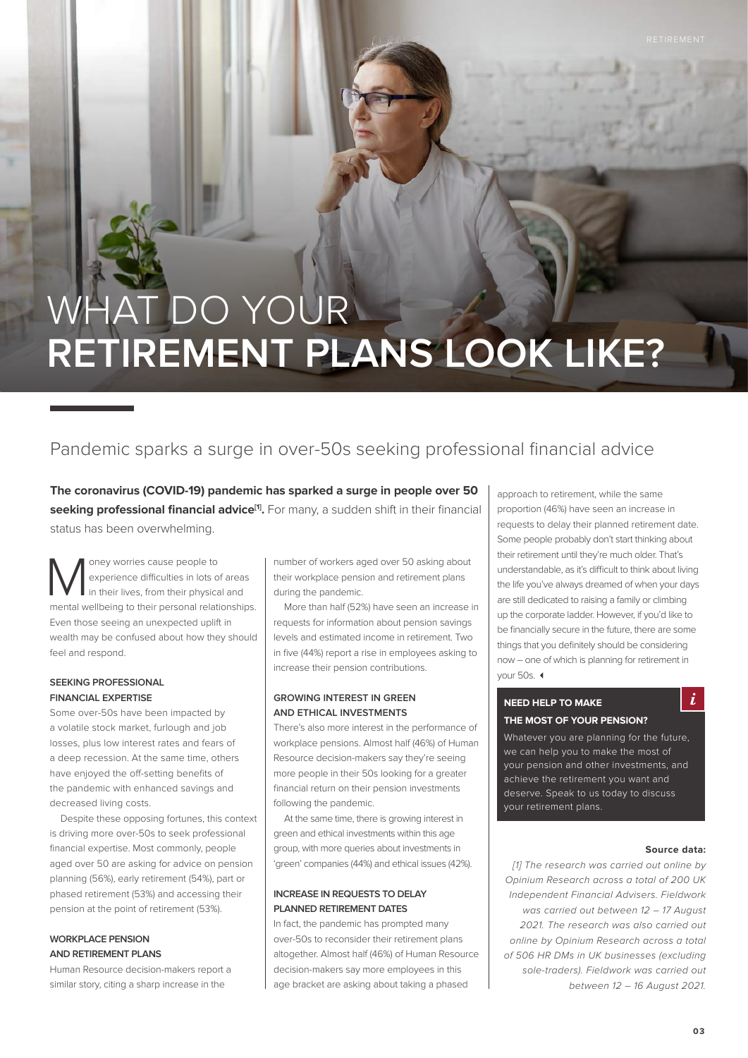# WHAT DO YOUR **RETIREMENT PLANS LOOK LIKE?**

## Pandemic sparks a surge in over-50s seeking professional financial advice

**The coronavirus (COVID-19) pandemic has sparked a surge in people over 50 seeking professional financial advice[1].** For many, a sudden shift in their financial status has been overwhelming.

Money worries cause people to experience difficulties in lots of areas in their lives, from their physical and mental wellbeing to their personal relationships. Even those seeing an unexpected uplift in wealth may be confused about how they should feel and respond.

### SEEKING PROFESSIONAL FINANCIAL EXPERTISE

Some over-50s have been impacted by a volatile stock market, furlough and job losses, plus low interest rates and fears of a deep recession. At the same time, others have enjoyed the off-setting benefits of the pandemic with enhanced savings and decreased living costs.

Despite these opposing fortunes, this context is driving more over-50s to seek professional financial expertise. Most commonly, people aged over 50 are asking for advice on pension planning (56%), early retirement (54%), part or phased retirement (53%) and accessing their pension at the point of retirement (53%).

### WORKPLACE PENSION AND RETIREMENT PLANS

Human Resource decision-makers report a similar story, citing a sharp increase in the number of workers aged over 50 asking about their workplace pension and retirement plans during the pandemic.

More than half (52%) have seen an increase in requests for information about pension savings levels and estimated income in retirement. Two in five (44%) report a rise in employees asking to increase their pension contributions.

### GROWING INTEREST IN GREEN AND ETHICAL INVESTMENTS

There's also more interest in the performance of workplace pensions. Almost half (46%) of Human Resource decision-makers say they're seeing more people in their 50s looking for a greater financial return on their pension investments following the pandemic.

At the same time, there is growing interest in green and ethical investments within this age group, with more queries about investments in 'green' companies (44%) and ethical issues (42%).

### INCREASE IN REQUESTS TO DELAY PLANNED RETIREMENT DATES

In fact, the pandemic has prompted many over-50s to reconsider their retirement plans altogether. Almost half (46%) of Human Resource decision-makers say more employees in this age bracket are asking about taking a phased approach to retirement, while the same proportion (46%) have seen an increase in requests to delay their planned retirement date. Some people probably don't start thinking about their retirement until they're much older. That's understandable, as it's difficult to think about living the life you've always dreamed of when your days are still dedicated to raising a family or climbing up the corporate ladder. However, if you'd like to be financially secure in the future, there are some things that you definitely should be considering now – one of which is planning for retirement in your 50s.

### NEED HELP TO MAKE THE MOST OF YOUR PENSION?

Whatever you are planning for the future, we can help you to make the most of your pension and other investments, and achieve the retirement you want and deserve. Speak to us today to discuss your retirement plans.

**Source data:**

*[1] The research was carried out online by Opinium Research across a total of 200 UK Independent Financial Advisers. Fieldwork was carried out between 12 – 17 August 2021. The research was also carried out online by Opinium Research across a total of 506 HR DMs in UK businesses (excluding sole-traders). Fieldwork was carried out between 12 – 16 August 2021.*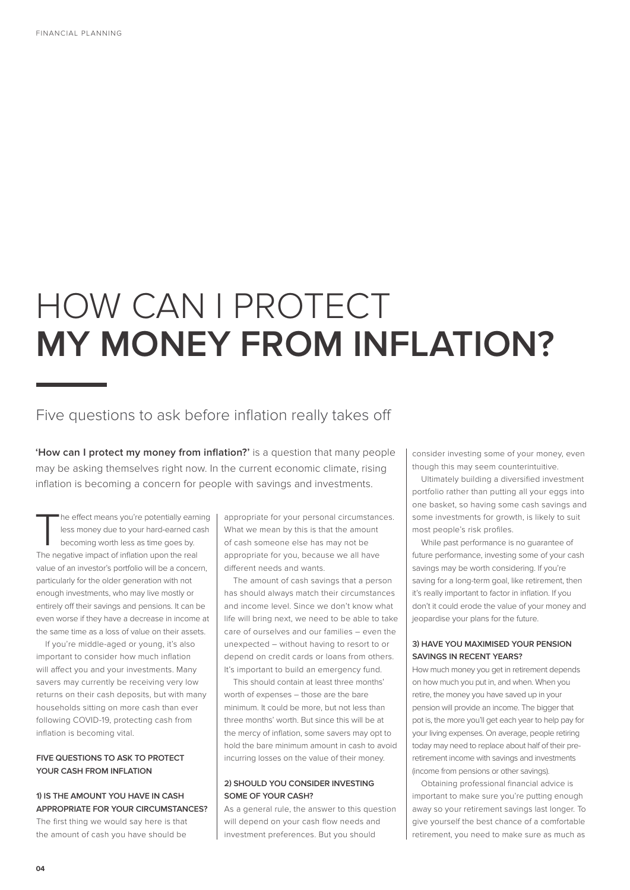# HOW CAN I PROTECT **MY MONEY FROM INFLATION?**

## Five questions to ask before inflation really takes off

**'How can I protect my money from inflation?'** is a question that many people may be asking themselves right now. In the current economic climate, rising inflation is becoming a concern for people with savings and investments.

The effect means you're potentially earning less money due to your hard-earned cash becoming worth less as time goes by. The negative impact of inflation upon the real value of an investor's portfolio will be a concern, particularly for the older generation with not enough investments, who may live mostly or entirely off their savings and pensions. It can be even worse if they have a decrease in income at the same time as a loss of value on their assets.

If you're middle-aged or young, it's also important to consider how much inflation will affect you and your investments. Many savers may currently be receiving very low returns on their cash deposits, but with many households sitting on more cash than ever following COVID-19, protecting cash from inflation is becoming vital.

### FIVE QUESTIONS TO ASK TO PROTECT YOUR CASH FROM INFLATION

#### 1) IS THE AMOUNT YOU HAVE IN CASH APPROPRIATE FOR YOUR CIRCUMSTANCES?

The first thing we would say here is that the amount of cash you have should be appropriate for your personal circumstances. What we mean by this is that the amount of cash someone else has may not be appropriate for you, because we all have different needs and wants.

The amount of cash savings that a person has should always match their circumstances and income level. Since we don't know what life will bring next, we need to be able to take care of ourselves and our families – even the unexpected – without having to resort to or depend on credit cards or loans from others. It's important to build an emergency fund.

This should contain at least three months' worth of expenses – those are the bare minimum. It could be more, but not less than three months' worth. But since this will be at the mercy of inflation, some savers may opt to hold the bare minimum amount in cash to avoid incurring losses on the value of their money.

#### 2) SHOULD YOU CONSIDER INVESTING SOME OF YOUR CASH?

As a general rule, the answer to this question will depend on your cash flow needs and investment preferences. But you should consider investing some of your money, even though this may seem counterintuitive.

Ultimately building a diversified investment portfolio rather than putting all your eggs into one basket, so having some cash savings and some investments for growth, is likely to suit most people's risk profiles.

While past performance is no guarantee of future performance, investing some of your cash savings may be worth considering. If you're saving for a long-term goal, like retirement, then it's really important to factor in inflation. If you don't it could erode the value of your money and jeopardise your plans for the future.

#### 3) HAVE YOU MAXIMISED YOUR PENSION SAVINGS IN RECENT YEARS?

How much money you get in retirement depends on how much you put in, and when. When you retire, the money you have saved up in your pension will provide an income. The bigger that pot is, the more you'll get each year to help pay for your living expenses. On average, people retiring today may need to replace about half of their pre-retirement income with savings and investments (income from pensions or other savings).

Obtaining professional financial advice is important to make sure you're putting enough away so your retirement savings last longer. To give yourself the best chance of a comfortable retirement, you need to make sure as much as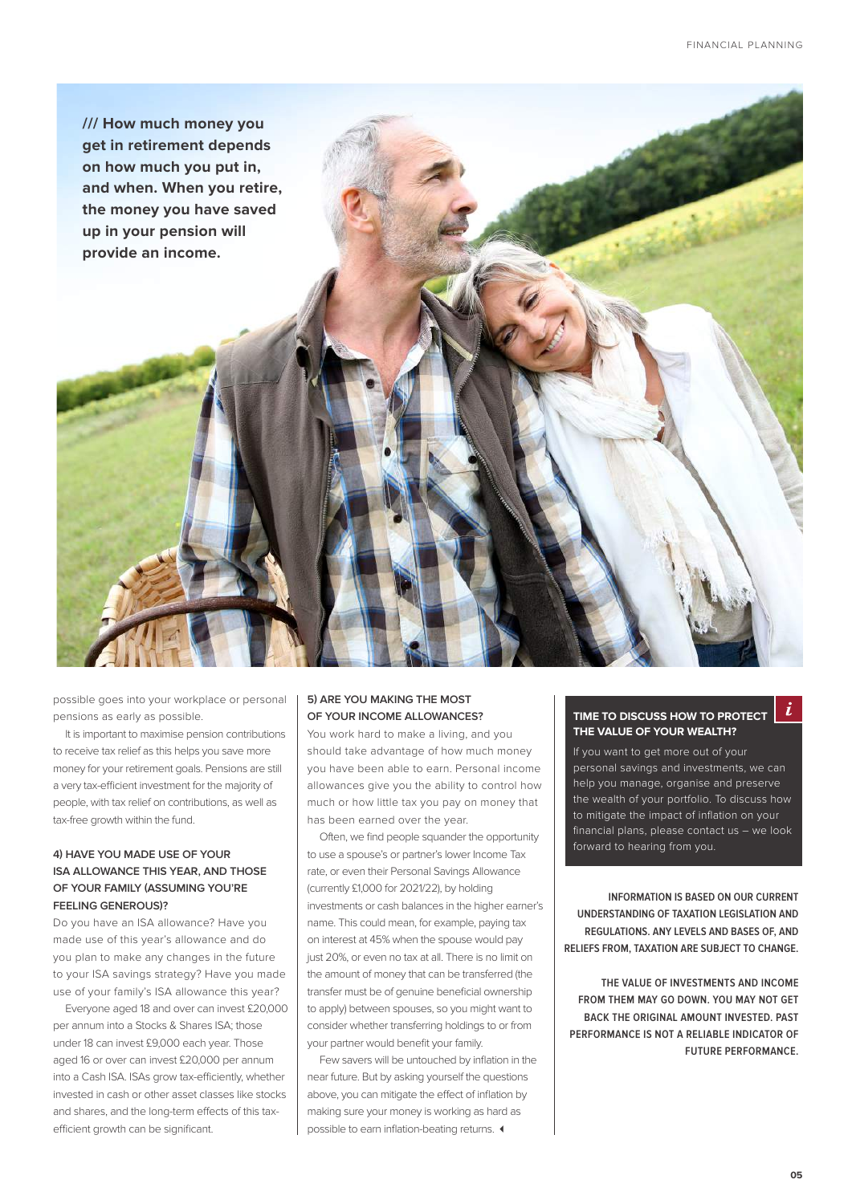/// **How much money you get in retirement depends on how much you put in, and when. When you retire, the money you have saved up in your pension will provide an income.**

possible goes into your workplace or personal pensions as early as possible.

It is important to maximise pension contributions to receive tax relief as this helps you save more money for your retirement goals. Pensions are still a very tax-efficient investment for the majority of people, with tax relief on contributions, as well as tax-free growth within the fund.

### 4) HAVE YOU MADE USE OF YOUR ISA ALLOWANCE THIS YEAR, AND THOSE OF YOUR FAMILY (ASSUMING YOU'RE FEELING GENEROUS)?

Do you have an ISA allowance? Have you made use of this year's allowance and do you plan to make any changes in the future to your ISA savings strategy? Have you made use of your family's ISA allowance this year?

Everyone aged 18 and over can invest £20,000 per annum into a Stocks & Shares ISA; those under 18 can invest £9,000 each year. Those aged 16 or over can invest £20,000 per annum into a Cash ISA. ISAs grow tax-efficiently, whether invested in cash or other asset classes like stocks and shares, and the long-term effects of this tax-efficient growth can be significant.

### 5) ARE YOU MAKING THE MOST OF YOUR INCOME ALLOWANCES?

You work hard to make a living, and you should take advantage of how much money you have been able to earn. Personal income allowances give you the ability to control how much or how little tax you pay on money that has been earned over the year.

Often, we find people squander the opportunity to use a spouse's or partner's lower Income Tax rate, or even their Personal Savings Allowance (currently £1,000 for 2021/22), by holding investments or cash balances in the higher earner's name. This could mean, for example, paying tax on interest at 45% when the spouse would pay just 20%, or even no tax at all. There is no limit on the amount of money that can be transferred (the transfer must be of genuine beneficial ownership to apply) between spouses, so you might want to consider whether transferring holdings to or from your partner would benefit your family.

Few savers will be untouched by inflation in the near future. But by asking yourself the questions above, you can mitigate the effect of inflation by making sure your money is working as hard as possible to earn inflation-beating returns.

### TIME TO DISCUSS HOW TO PROTECT THE VALUE OF YOUR WEALTH?

If you want to get more out of your personal savings and investments, we can help you manage, organise and preserve the wealth of your portfolio. To discuss how to mitigate the impact of inflation on your financial plans, please contact us – we look forward to hearing from you.

**INFORMATION IS BASED ON OUR CURRENT UNDERSTANDING OF TAXATION LEGISLATION AND REGULATIONS. ANY LEVELS AND BASES OF, AND RELIEFS FROM, TAXATION ARE SUBJECT TO CHANGE.**

**THE VALUE OF INVESTMENTS AND INCOME FROM THEM MAY GO DOWN. YOU MAY NOT GET BACK THE ORIGINAL AMOUNT INVESTED. PAST PERFORMANCE IS NOT A RELIABLE INDICATOR OF FUTURE PERFORMANCE.**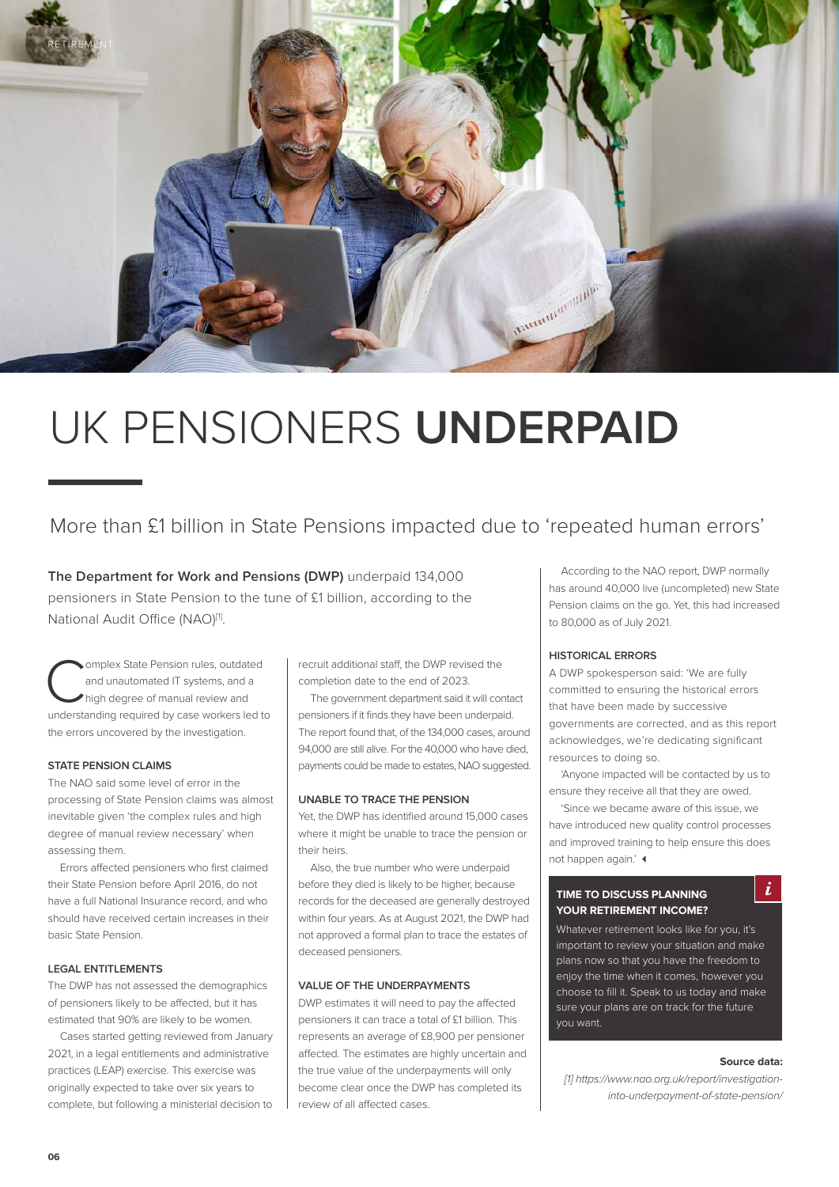# UK PENSIONERS **UNDERPAID**

## More than £1 billion in State Pensions impacted due to 'repeated human errors'

**The Department for Work and Pensions (DWP)** underpaid 134,000 pensioners in State Pension to the tune of £1 billion, according to the National Audit Office (NAO)[1].

Complex State Pension rules, outdated and unautomated IT systems, and a high degree of manual review and understanding required by case workers led to the errors uncovered by the investigation.

### STATE PENSION CLAIMS

The NAO said some level of error in the processing of State Pension claims was almost inevitable given 'the complex rules and high degree of manual review necessary' when assessing them.

Errors affected pensioners who first claimed their State Pension before April 2016, do not have a full National Insurance record, and who should have received certain increases in their basic State Pension.

### LEGAL ENTITLEMENTS

The DWP has not assessed the demographics of pensioners likely to be affected, but it has estimated that 90% are likely to be women.

Cases started getting reviewed from January 2021, in a legal entitlements and administrative practices (LEAP) exercise. This exercise was originally expected to take over six years to complete, but following a ministerial decision to recruit additional staff, the DWP revised the completion date to the end of 2023.

The government department said it will contact pensioners if it finds they have been underpaid. The report found that, of the 134,000 cases, around 94,000 are still alive. For the 40,000 who have died, payments could be made to estates, NAO suggested.

### UNABLE TO TRACE THE PENSION

Yet, the DWP has identified around 15,000 cases where it might be unable to trace the pension or their heirs.

Also, the true number who were underpaid before they died is likely to be higher, because records for the deceased are generally destroyed within four years. As at August 2021, the DWP had not approved a formal plan to trace the estates of deceased pensioners.

### VALUE OF THE UNDERPAYMENTS

DWP estimates it will need to pay the affected pensioners it can trace a total of £1 billion. This represents an average of £8,900 per pensioner affected. The estimates are highly uncertain and the true value of the underpayments will only become clear once the DWP has completed its review of all affected cases.

According to the NAO report, DWP normally has around 40,000 live (uncompleted) new State Pension claims on the go. Yet, this had increased to 80,000 as of July 2021.

### HISTORICAL ERRORS

A DWP spokesperson said: 'We are fully committed to ensuring the historical errors that have been made by successive governments are corrected, and as this report acknowledges, we're dedicating significant resources to doing so.

'Anyone impacted will be contacted by us to ensure they receive all that they are owed.

'Since we became aware of this issue, we have introduced new quality control processes and improved training to help ensure this does not happen again.'

### TIME TO DISCUSS PLANNING YOUR RETIREMENT INCOME?

Whatever retirement looks like for you, it's important to review your situation and make plans now so that you have the freedom to enjoy the time when it comes, however you choose to fill it. Speak to us today and make sure your plans are on track for the future you want.

**Source data:**

*[1] https://www.nao.org.uk/report/investigation-into-underpayment-of-state-pension/*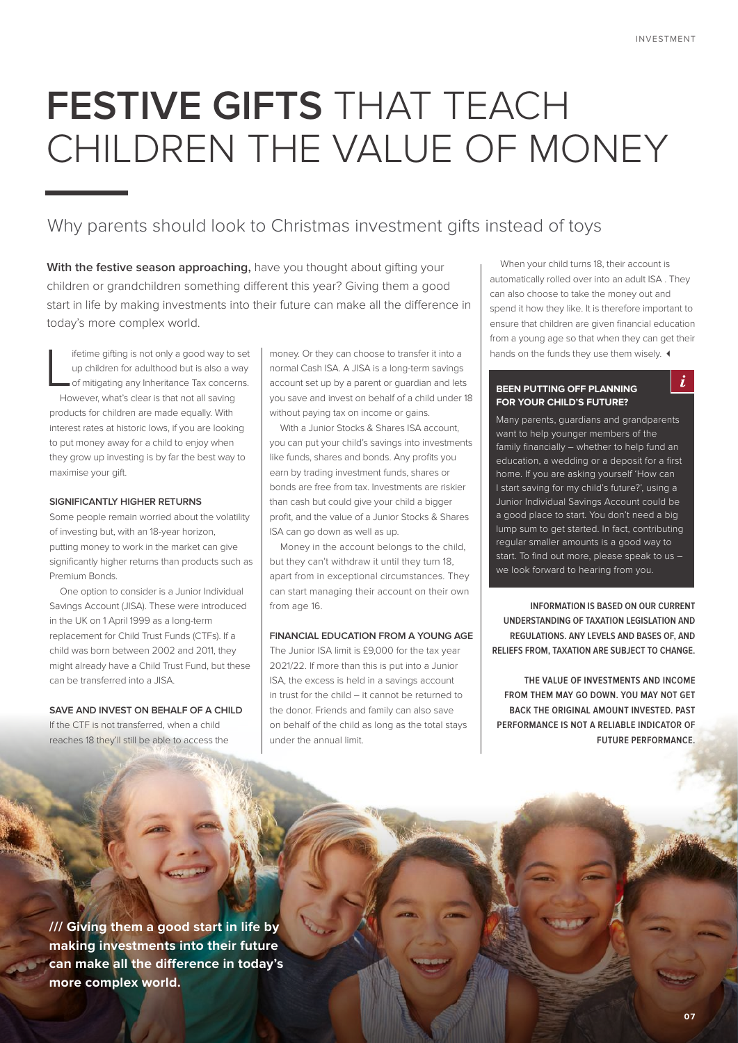# **FESTIVE GIFTS** THAT TEACH CHILDREN THE VALUE OF MONEY

## Why parents should look to Christmas investment gifts instead of toys

**With the festive season approaching,** have you thought about gifting your children or grandchildren something different this year? Giving them a good start in life by making investments into their future can make all the difference in today's more complex world.

Lifetime gifting is not only a good way to set up children for adulthood but is also a way of mitigating any Inheritance Tax concerns. However, what's clear is that not all saving products for children are made equally. With interest rates at historic lows, if you are looking to put money away for a child to enjoy when they grow up investing is by far the best way to maximise your gift.

### SIGNIFICANTLY HIGHER RETURNS

Some people remain worried about the volatility of investing but, with an 18-year horizon, putting money to work in the market can give significantly higher returns than products such as Premium Bonds.

One option to consider is a Junior Individual Savings Account (JISA). These were introduced in the UK on 1 April 1999 as a long-term replacement for Child Trust Funds (CTFs). If a child was born between 2002 and 2011, they might already have a Child Trust Fund, but these can be transferred into a JISA.

### SAVE AND INVEST ON BEHALF OF A CHILD

If the CTF is not transferred, when a child reaches 18 they'll still be able to access the money. Or they can choose to transfer it into a normal Cash ISA. A JISA is a long-term savings account set up by a parent or guardian and lets you save and invest on behalf of a child under 18 without paying tax on income or gains.

With a Junior Stocks & Shares ISA account, you can put your child's savings into investments like funds, shares and bonds. Any profits you earn by trading investment funds, shares or bonds are free from tax. Investments are riskier than cash but could give your child a bigger profit, and the value of a Junior Stocks & Shares ISA can go down as well as up.

Money in the account belongs to the child, but they can't withdraw it until they turn 18, apart from in exceptional circumstances. They can start managing their account on their own from age 16.

### FINANCIAL EDUCATION FROM A YOUNG AGE

The Junior ISA limit is £9,000 for the tax year 2021/22. If more than this is put into a Junior ISA, the excess is held in a savings account in trust for the child – it cannot be returned to the donor. Friends and family can also save on behalf of the child as long as the total stays under the annual limit.

When your child turns 18, their account is automatically rolled over into an adult ISA . They can also choose to take the money out and spend it how they like. It is therefore important to ensure that children are given financial education from a young age so that when they can get their hands on the funds they use them wisely.

### BEEN PUTTING OFF PLANNING FOR YOUR CHILD'S FUTURE?

Many parents, guardians and grandparents want to help younger members of the family financially – whether to help fund an education, a wedding or a deposit for a first home. If you are asking yourself 'How can I start saving for my child's future?', using a Junior Individual Savings Account could be a good place to start. You don't need a big lump sum to get started. In fact, contributing regular smaller amounts is a good way to start. To find out more, please speak to us – we look forward to hearing from you.

**INFORMATION IS BASED ON OUR CURRENT UNDERSTANDING OF TAXATION LEGISLATION AND REGULATIONS. ANY LEVELS AND BASES OF, AND RELIEFS FROM, TAXATION ARE SUBJECT TO CHANGE.**

**THE VALUE OF INVESTMENTS AND INCOME FROM THEM MAY GO DOWN. YOU MAY NOT GET BACK THE ORIGINAL AMOUNT INVESTED. PAST PERFORMANCE IS NOT A RELIABLE INDICATOR OF FUTURE PERFORMANCE.**

**/// Giving them a good start in life by making investments into their future can make all the difference in today's more complex world.**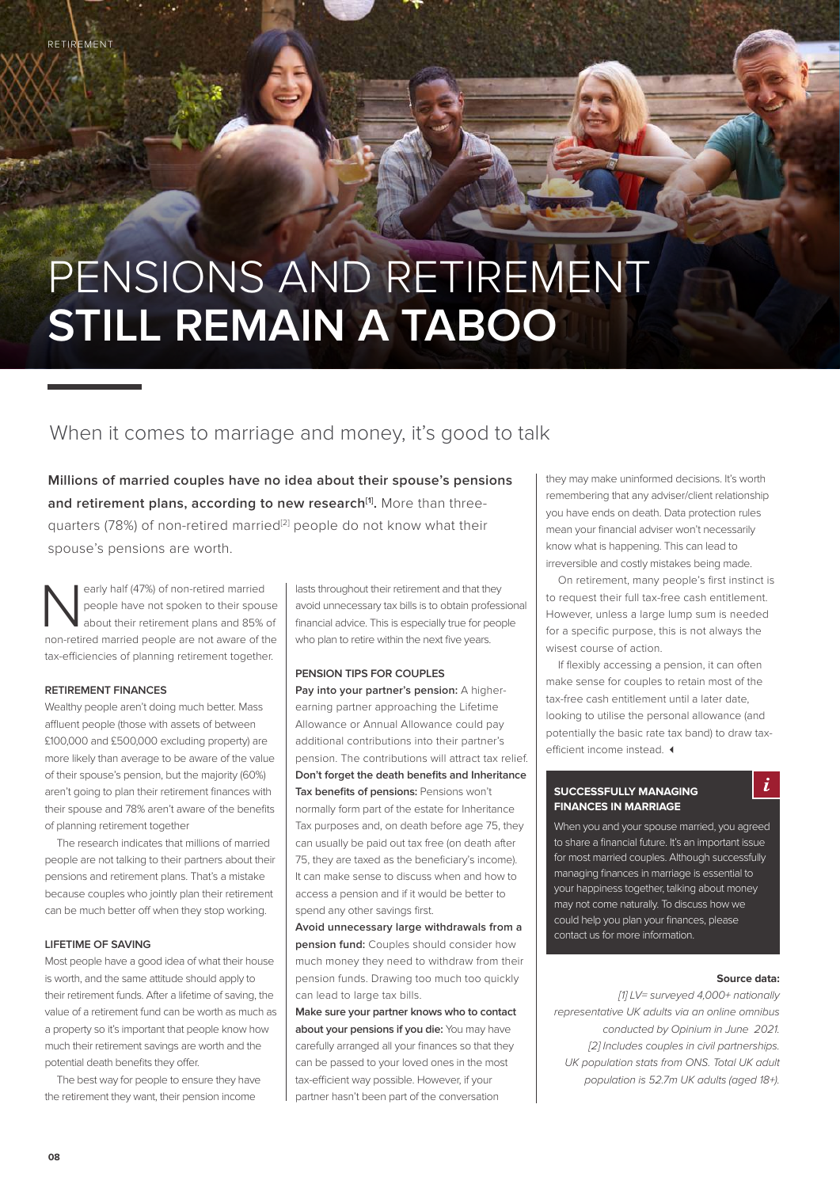# PENSIONS AND RETIREMENT **STILL REMAIN A TABOO**

## When it comes to marriage and money, it's good to talk

**Millions of married couples have no idea about their spouse's pensions and retirement plans, according to new research[1].** More than three-quarters (78%) of non-retired married[2] people do not know what their spouse's pensions are worth.

Nearly half (47%) of non-retired married people have not spoken to their spouse about their retirement plans and 85% of non-retired married people are not aware of the tax-efficiencies of planning retirement together.

### RETIREMENT FINANCES

Wealthy people aren't doing much better. Mass affluent people (those with assets of between £100,000 and £500,000 excluding property) are more likely than average to be aware of the value of their spouse's pension, but the majority (60%) aren't going to plan their retirement finances with their spouse and 78% aren't aware of the benefits of planning retirement together

The research indicates that millions of married people are not talking to their partners about their pensions and retirement plans. That's a mistake because couples who jointly plan their retirement can be much better off when they stop working.

### LIFETIME OF SAVING

Most people have a good idea of what their house is worth, and the same attitude should apply to their retirement funds. After a lifetime of saving, the value of a retirement fund can be worth as much as a property so it's important that people know how much their retirement savings are worth and the potential death benefits they offer.

The best way for people to ensure they have the retirement they want, their pension income lasts throughout their retirement and that they avoid unnecessary tax bills is to obtain professional financial advice. This is especially true for people who plan to retire within the next five years.

### PENSION TIPS FOR COUPLES

**Pay into your partner's pension:** A higher-earning partner approaching the Lifetime Allowance or Annual Allowance could pay additional contributions into their partner's pension. The contributions will attract tax relief.

**Don't forget the death benefits and Inheritance Tax benefits of pensions:** Pensions won't normally form part of the estate for Inheritance Tax purposes and, on death before age 75, they can usually be paid out tax free (on death after 75, they are taxed as the beneficiary's income). It can make sense to discuss when and how to access a pension and if it would be better to spend any other savings first.

**Avoid unnecessary large withdrawals from a pension fund:** Couples should consider how much money they need to withdraw from their pension funds. Drawing too much too quickly can lead to large tax bills.

**Make sure your partner knows who to contact about your pensions if you die:** You may have carefully arranged all your finances so that they can be passed to your loved ones in the most tax-efficient way possible. However, if your partner hasn't been part of the conversation they may make uninformed decisions. It's worth remembering that any adviser/client relationship you have ends on death. Data protection rules mean your financial adviser won't necessarily know what is happening. This can lead to irreversible and costly mistakes being made.

On retirement, many people's first instinct is to request their full tax-free cash entitlement. However, unless a large lump sum is needed for a specific purpose, this is not always the wisest course of action.

If flexibly accessing a pension, it can often make sense for couples to retain most of the tax-free cash entitlement until a later date, looking to utilise the personal allowance (and potentially the basic rate tax band) to draw tax-efficient income instead.

### SUCCESSFULLY MANAGING FINANCES IN MARRIAGE

When you and your spouse married, you agreed to share a financial future. It's an important issue for most married couples. Although successfully managing finances in marriage is essential to your happiness together, talking about money may not come naturally. To discuss how we could help you plan your finances, please contact us for more information.

**Source data:**

*[1] LV= surveyed 4,000+ nationally representative UK adults via an online omnibus conducted by Opinium in June 2021.*

*[2] Includes couples in civil partnerships. UK population stats from ONS. Total UK adult population is 52.7m UK adults (aged 18+).*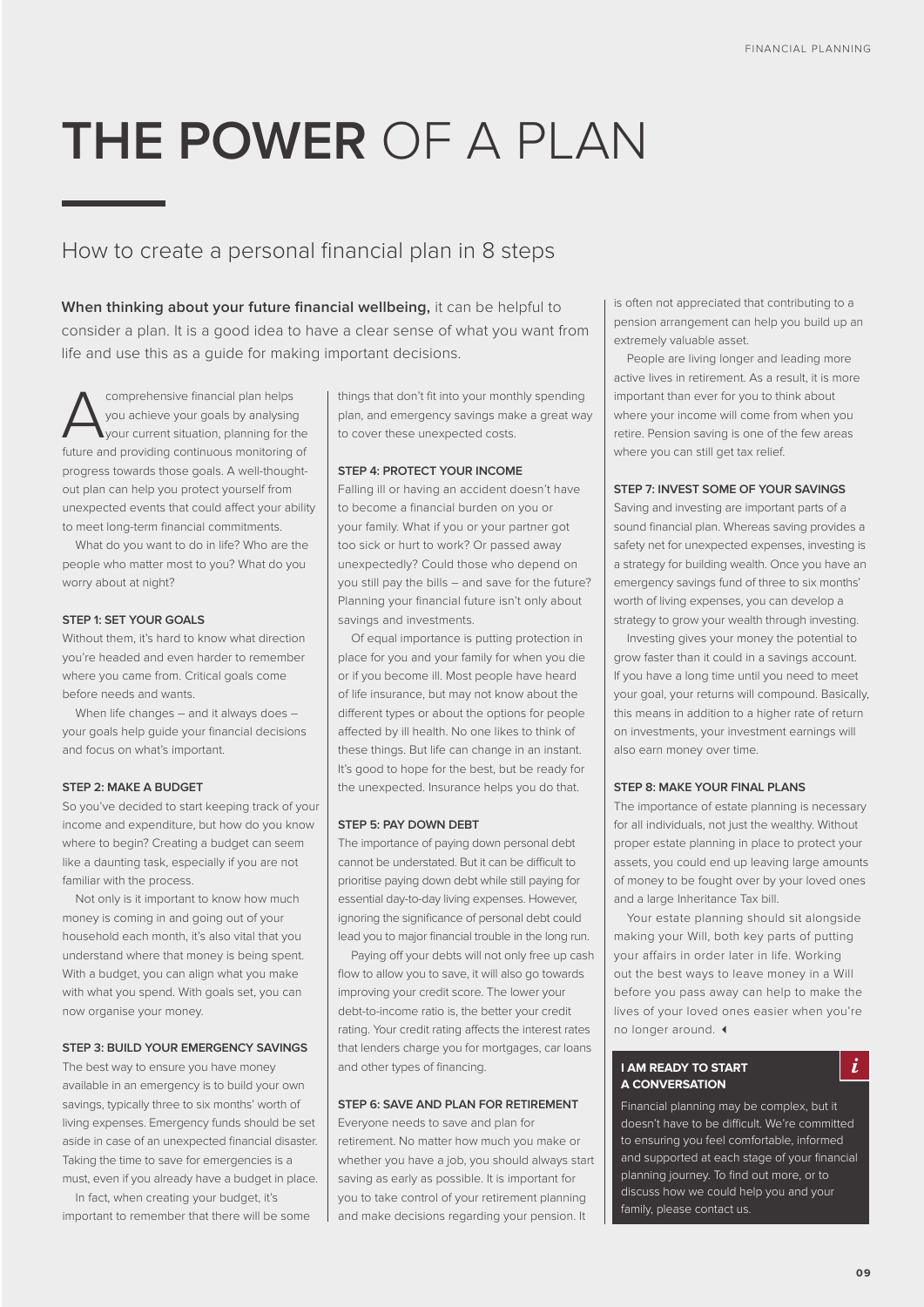# THE POWER OF A PLAN

## How to create a personal financial plan in 8 steps

**When thinking about your future financial wellbeing,** it can be helpful to consider a plan. It is a good idea to have a clear sense of what you want from life and use this as a guide for making important decisions.

A comprehensive financial plan helps you achieve your goals by analysing your current situation, planning for the future and providing continuous monitoring of progress towards those goals. A well-thought-out plan can help you protect yourself from unexpected events that could affect your ability to meet long-term financial commitments.

What do you want to do in life? Who are the people who matter most to you? What do you worry about at night?

### STEP 1: SET YOUR GOALS

Without them, it's hard to know what direction you're headed and even harder to remember where you came from. Critical goals come before needs and wants.

When life changes – and it always does – your goals help guide your financial decisions and focus on what's important.

### STEP 2: MAKE A BUDGET

So you've decided to start keeping track of your income and expenditure, but how do you know where to begin? Creating a budget can seem like a daunting task, especially if you are not familiar with the process.

Not only is it important to know how much money is coming in and going out of your household each month, it's also vital that you understand where that money is being spent. With a budget, you can align what you make with what you spend. With goals set, you can now organise your money.

### STEP 3: BUILD YOUR EMERGENCY SAVINGS

The best way to ensure you have money available in an emergency is to build your own savings, typically three to six months' worth of living expenses. Emergency funds should be set aside in case of an unexpected financial disaster. Taking the time to save for emergencies is a must, even if you already have a budget in place.

In fact, when creating your budget, it's important to remember that there will be some things that don't fit into your monthly spending plan, and emergency savings make a great way to cover these unexpected costs.

### STEP 4: PROTECT YOUR INCOME

Falling ill or having an accident doesn't have to become a financial burden on you or your family. What if you or your partner got too sick or hurt to work? Or passed away unexpectedly? Could those who depend on you still pay the bills – and save for the future? Planning your financial future isn't only about savings and investments.

Of equal importance is putting protection in place for you and your family for when you die or if you become ill. Most people have heard of life insurance, but may not know about the different types or about the options for people affected by ill health. No one likes to think of these things. But life can change in an instant. It's good to hope for the best, but be ready for the unexpected. Insurance helps you do that.

### STEP 5: PAY DOWN DEBT

The importance of paying down personal debt cannot be understated. But it can be difficult to prioritise paying down debt while still paying for essential day-to-day living expenses. However, ignoring the significance of personal debt could lead you to major financial trouble in the long run.

Paying off your debts will not only free up cash flow to allow you to save, it will also go towards improving your credit score. The lower your debt-to-income ratio is, the better your credit rating. Your credit rating affects the interest rates that lenders charge you for mortgages, car loans and other types of financing.

### STEP 6: SAVE AND PLAN FOR RETIREMENT

Everyone needs to save and plan for retirement. No matter how much you make or whether you have a job, you should always start saving as early as possible. It is important for you to take control of your retirement planning and make decisions regarding your pension. It is often not appreciated that contributing to a pension arrangement can help you build up an extremely valuable asset.

People are living longer and leading more active lives in retirement. As a result, it is more important than ever for you to think about where your income will come from when you retire. Pension saving is one of the few areas where you can still get tax relief.

### STEP 7: INVEST SOME OF YOUR SAVINGS

Saving and investing are important parts of a sound financial plan. Whereas saving provides a safety net for unexpected expenses, investing is a strategy for building wealth. Once you have an emergency savings fund of three to six months' worth of living expenses, you can develop a strategy to grow your wealth through investing.

Investing gives your money the potential to grow faster than it could in a savings account. If you have a long time until you need to meet your goal, your returns will compound. Basically, this means in addition to a higher rate of return on investments, your investment earnings will also earn money over time.

### STEP 8: MAKE YOUR FINAL PLANS

The importance of estate planning is necessary for all individuals, not just the wealthy. Without proper estate planning in place to protect your assets, you could end up leaving large amounts of money to be fought over by your loved ones and a large Inheritance Tax bill.

Your estate planning should sit alongside making your Will, both key parts of putting your affairs in order later in life. Working out the best ways to leave money in a Will before you pass away can help to make the lives of your loved ones easier when you're no longer around.

### I AM READY TO START A CONVERSATION

Financial planning may be complex, but it doesn't have to be difficult. We're committed to ensuring you feel comfortable, informed and supported at each stage of your financial planning journey. To find out more, or to discuss how we could help you and your family, please contact us.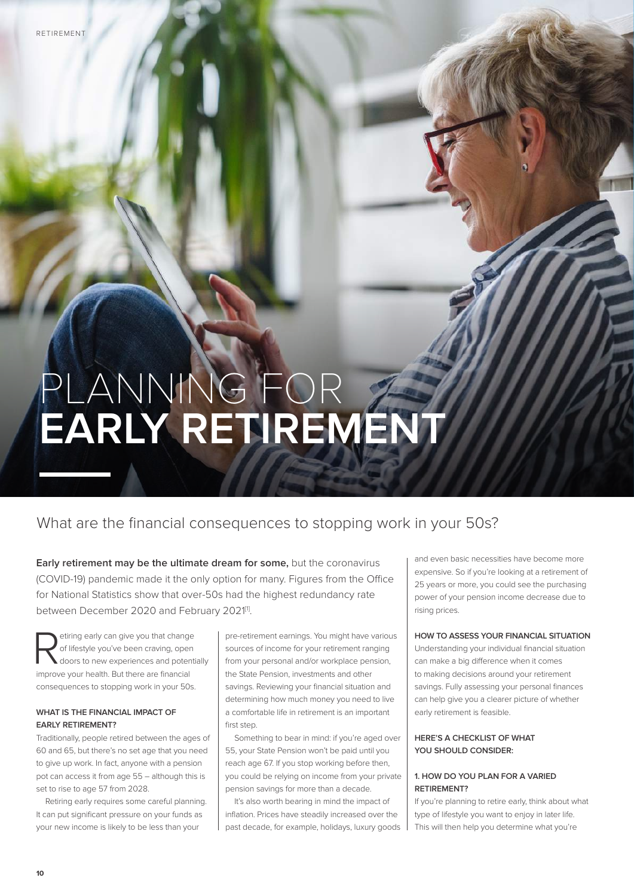# PLANNING FOR **EARLY RETIREMENT**

## What are the financial consequences to stopping work in your 50s?

**Early retirement may be the ultimate dream for some,** but the coronavirus (COVID-19) pandemic made it the only option for many. Figures from the Office for National Statistics show that over-50s had the highest redundancy rate between December 2020 and February 2021[1].

Retiring early can give you that change of lifestyle you've been craving, open doors to new experiences and potentially improve your health. But there are financial consequences to stopping work in your 50s.

### WHAT IS THE FINANCIAL IMPACT OF EARLY RETIREMENT?

Traditionally, people retired between the ages of 60 and 65, but there's no set age that you need to give up work. In fact, anyone with a pension pot can access it from age 55 – although this is set to rise to age 57 from 2028.

Retiring early requires some careful planning. It can put significant pressure on your funds as your new income is likely to be less than your pre-retirement earnings. You might have various sources of income for your retirement ranging from your personal and/or workplace pension, the State Pension, investments and other savings. Reviewing your financial situation and determining how much money you need to live a comfortable life in retirement is an important first step.

Something to bear in mind: if you're aged over 55, your State Pension won't be paid until you reach age 67. If you stop working before then, you could be relying on income from your private pension savings for more than a decade.

It's also worth bearing in mind the impact of inflation. Prices have steadily increased over the past decade, for example, holidays, luxury goods and even basic necessities have become more expensive. So if you're looking at a retirement of 25 years or more, you could see the purchasing power of your pension income decrease due to rising prices.

### HOW TO ASSESS YOUR FINANCIAL SITUATION

Understanding your individual financial situation can make a big difference when it comes to making decisions around your retirement savings. Fully assessing your personal finances can help give you a clearer picture of whether early retirement is feasible.

### HERE'S A CHECKLIST OF WHAT YOU SHOULD CONSIDER:

### 1. HOW DO YOU PLAN FOR A VARIED RETIREMENT?

If you're planning to retire early, think about what type of lifestyle you want to enjoy in later life. This will then help you determine what you're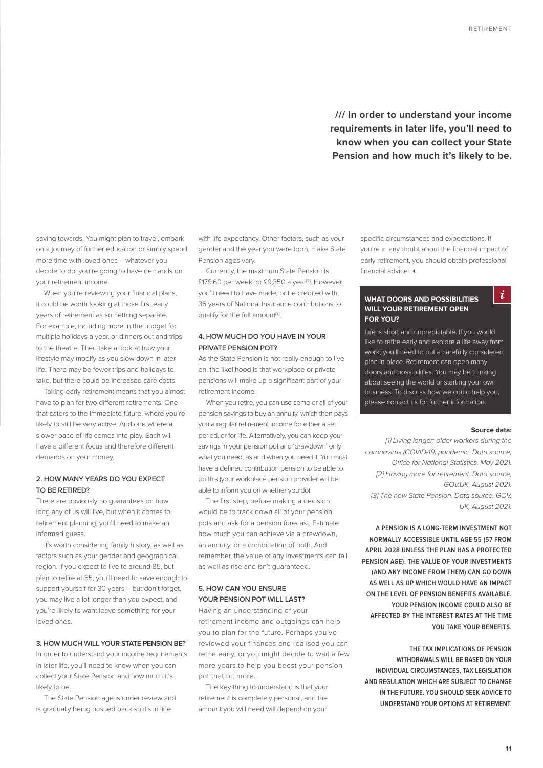**/// In order to understand your income requirements in later life, you'll need to know when you can collect your State Pension and how much it's likely to be.**

saving towards. You might plan to travel, embark on a journey of further education or simply spend more time with loved ones – whatever you decide to do, you're going to have demands on your retirement income.

When you're reviewing your financial plans, it could be worth looking at those first early years of retirement as something separate. For example, including more in the budget for multiple holidays a year, or dinners out and trips to the theatre. Then take a look at how your lifestyle may modify as you slow down in later life. There may be fewer trips and holidays to take, but there could be increased care costs.

Taking early retirement means that you almost have to plan for two different retirements. One that caters to the immediate future, where you're likely to still be very active. And one where a slower pace of life comes into play. Each will have a different focus and therefore different demands on your money.

### 2. HOW MANY YEARS DO YOU EXPECT TO BE RETIRED?

There are obviously no guarantees on how long any of us will live, but when it comes to retirement planning, you'll need to make an informed guess.

It's worth considering family history, as well as factors such as your gender and geographical region. If you expect to live to around 85, but plan to retire at 55, you'll need to save enough to support yourself for 30 years – but don't forget, you may live a lot longer than you expect, and you're likely to want leave something for your loved ones.

### 3. HOW MUCH WILL YOUR STATE PENSION BE?

In order to understand your income requirements in later life, you'll need to know when you can collect your State Pension and how much it's likely to be.

The State Pension age is under review and is gradually being pushed back so it's in line with life expectancy. Other factors, such as your gender and the year you were born, make State Pension ages vary.

Currently, the maximum State Pension is £179.60 per week, or £9,350 a year[2]. However, you'll need to have made, or be credited with, 35 years of National Insurance contributions to qualify for the full amount[3].

### 4. HOW MUCH DO YOU HAVE IN YOUR PRIVATE PENSION POT?

As the State Pension is not really enough to live on, the likelihood is that workplace or private pensions will make up a significant part of your retirement income.

When you retire, you can use some or all of your pension savings to buy an annuity, which then pays you a regular retirement income for either a set period, or for life. Alternatively, you can keep your savings in your pension pot and 'drawdown' only what you need, as and when you need it. You must have a defined contribution pension to be able to do this (your workplace pension provider will be able to inform you on whether you do).

The first step, before making a decision, would be to track down all of your pension pots and ask for a pension forecast. Estimate how much you can achieve via a drawdown, an annuity, or a combination of both. And remember, the value of any investments can fall as well as rise and isn't guaranteed.

### 5. HOW CAN YOU ENSURE YOUR PENSION POT WILL LAST?

Having an understanding of your retirement income and outgoings can help you to plan for the future. Perhaps you've reviewed your finances and realised you can retire early, or you might decide to wait a few more years to help you boost your pension pot that bit more.

The key thing to understand is that your retirement is completely personal, and the amount you will need will depend on your specific circumstances and expectations. If you're in any doubt about the financial impact of early retirement, you should obtain professional financial advice.

### WHAT DOORS AND POSSIBILITIES WILL YOUR RETIREMENT OPEN FOR YOU?

Life is short and unpredictable. If you would like to retire early and explore a life away from work, you'll need to put a carefully considered plan in place. Retirement can open many doors and possibilities. You may be thinking about seeing the world or starting your own business. To discuss how we could help you, please contact us for further information.

**Source data:**

*[1] Living longer: older workers during the coronavirus (COVID-19) pandemic. Data source, Office for National Statistics, May 2021.*

*[2] Having more for retirement. Data source, GOV.UK, August 2021.*

*[3] The new State Pension. Data source, GOV.UK, August 2021.*

**A PENSION IS A LONG-TERM INVESTMENT NOT NORMALLY ACCESSIBLE UNTIL AGE 55 (57 FROM APRIL 2028 UNLESS THE PLAN HAS A PROTECTED PENSION AGE). THE VALUE OF YOUR INVESTMENTS (AND ANY INCOME FROM THEM) CAN GO DOWN AS WELL AS UP WHICH WOULD HAVE AN IMPACT ON THE LEVEL OF PENSION BENEFITS AVAILABLE. YOUR PENSION INCOME COULD ALSO BE AFFECTED BY THE INTEREST RATES AT THE TIME YOU TAKE YOUR BENEFITS.**

**THE TAX IMPLICATIONS OF PENSION WITHDRAWALS WILL BE BASED ON YOUR INDIVIDUAL CIRCUMSTANCES, TAX LEGISLATION AND REGULATION WHICH ARE SUBJECT TO CHANGE IN THE FUTURE. YOU SHOULD SEEK ADVICE TO UNDERSTAND YOUR OPTIONS AT RETIREMENT.**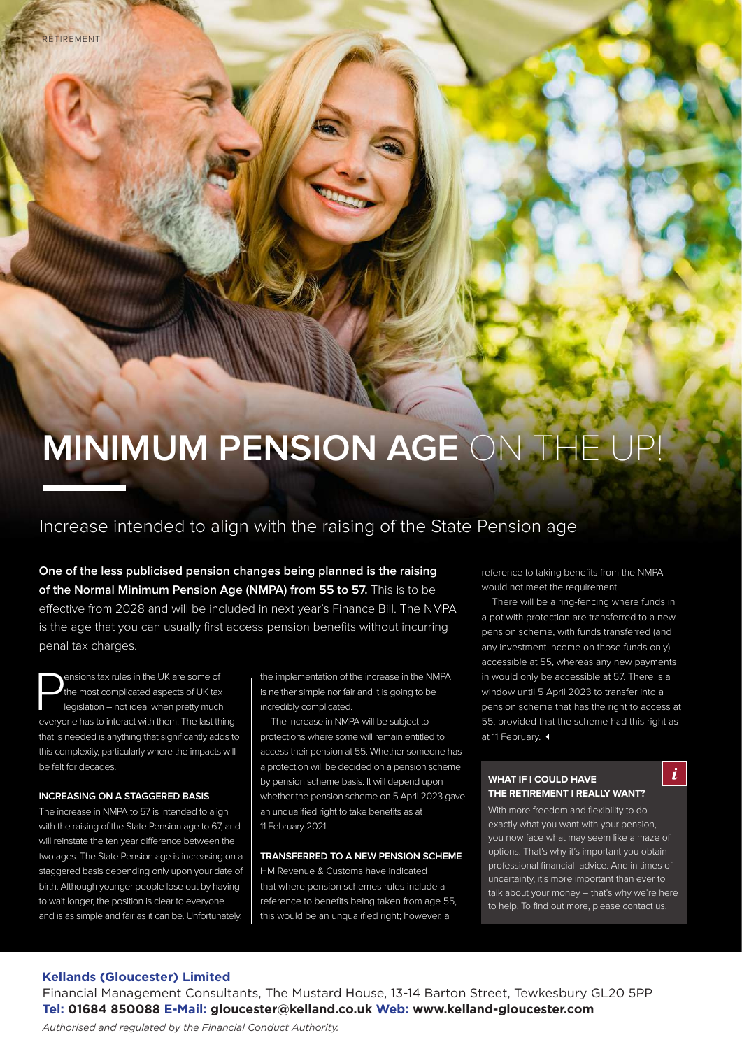# MINIMUM PENSION AGE ON THE UP!

## Increase intended to align with the raising of the State Pension age

**One of the less publicised pension changes being planned is the raising of the Normal Minimum Pension Age (NMPA) from 55 to 57.** This is to be effective from 2028 and will be included in next year's Finance Bill. The NMPA is the age that you can usually first access pension benefits without incurring penal tax charges.

Pensions tax rules in the UK are some of the most complicated aspects of UK tax legislation – not ideal when pretty much everyone has to interact with them. The last thing that is needed is anything that significantly adds to this complexity, particularly where the impacts will be felt for decades.

### INCREASING ON A STAGGERED BASIS

The increase in NMPA to 57 is intended to align with the raising of the State Pension age to 67, and will reinstate the ten year difference between the two ages. The State Pension age is increasing on a staggered basis depending only upon your date of birth. Although younger people lose out by having to wait longer, the position is clear to everyone and is as simple and fair as it can be. Unfortunately, the implementation of the increase in the NMPA is neither simple nor fair and it is going to be incredibly complicated.

The increase in NMPA will be subject to protections where some will remain entitled to access their pension at 55. Whether someone has a protection will be decided on a pension scheme by pension scheme basis. It will depend upon whether the pension scheme on 5 April 2023 gave an unqualified right to take benefits as at 11 February 2021.

### TRANSFERRED TO A NEW PENSION SCHEME

HM Revenue & Customs have indicated that where pension schemes rules include a reference to benefits being taken from age 55, this would be an unqualified right; however, a reference to taking benefits from the NMPA would not meet the requirement.

There will be a ring-fencing where funds in a pot with protection are transferred to a new pension scheme, with funds transferred (and any investment income on those funds only) accessible at 55, whereas any new payments in would only be accessible at 57. There is a window until 5 April 2023 to transfer into a pension scheme that has the right to access at 55, provided that the scheme had this right as at 11 February.

### WHAT IF I COULD HAVE THE RETIREMENT I REALLY WANT?

With more freedom and flexibility to do exactly what you want with your pension, you now face what may seem like a maze of options. That's why it's important you obtain professional financial advice. And in times of uncertainty, it's more important than ever to talk about your money – that's why we're here to help. To find out more, please contact us.

**Kellands (Gloucester) Limited**
Financial Management Consultants, The Mustard House, 13-14 Barton Street, Tewkesbury GL20 5PP
**Tel: 01684 850088 E-Mail: gloucester@kelland.co.uk Web: www.kelland-gloucester.com**

*Authorised and regulated by the Financial Conduct Authority.*